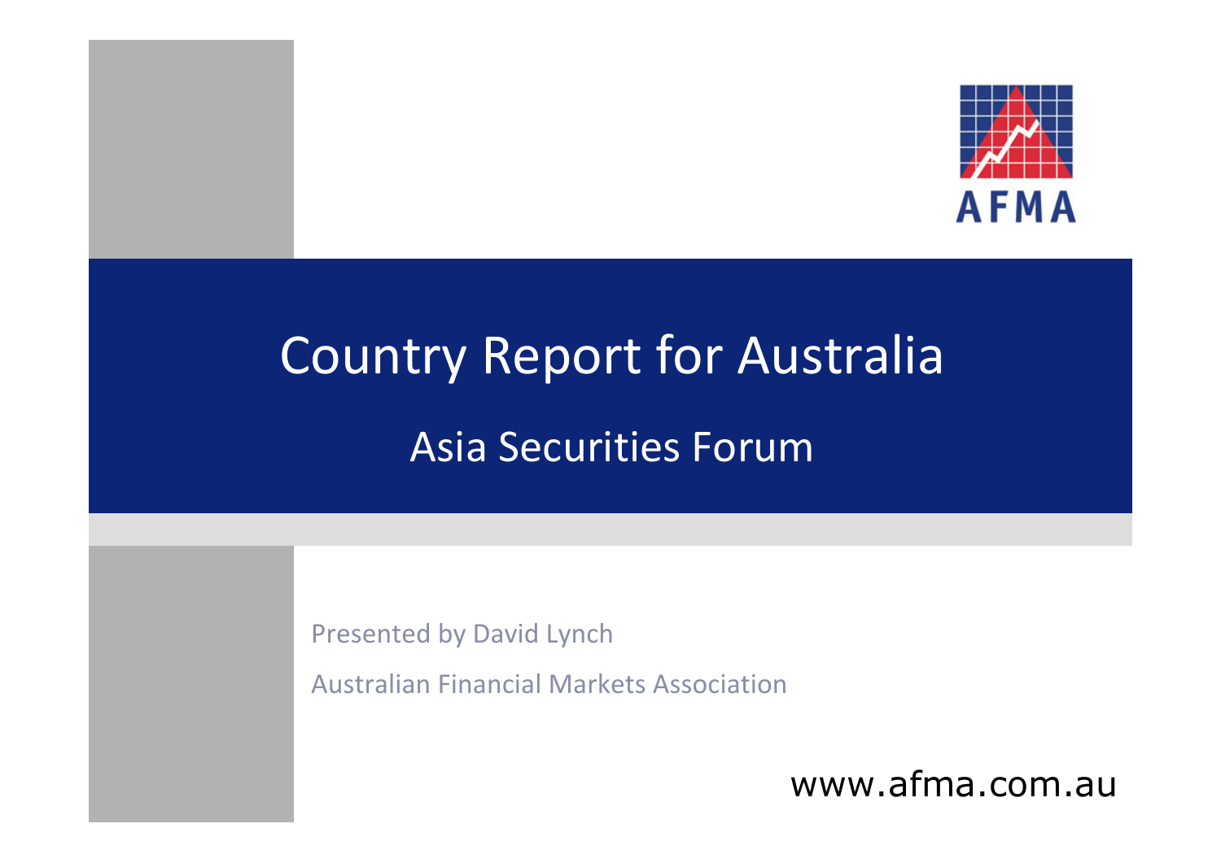AFMA

# Country Report for Australia

## Asia Securities Forum

Presented by David Lynch

Australian Financial Markets Association

www.afma.com.au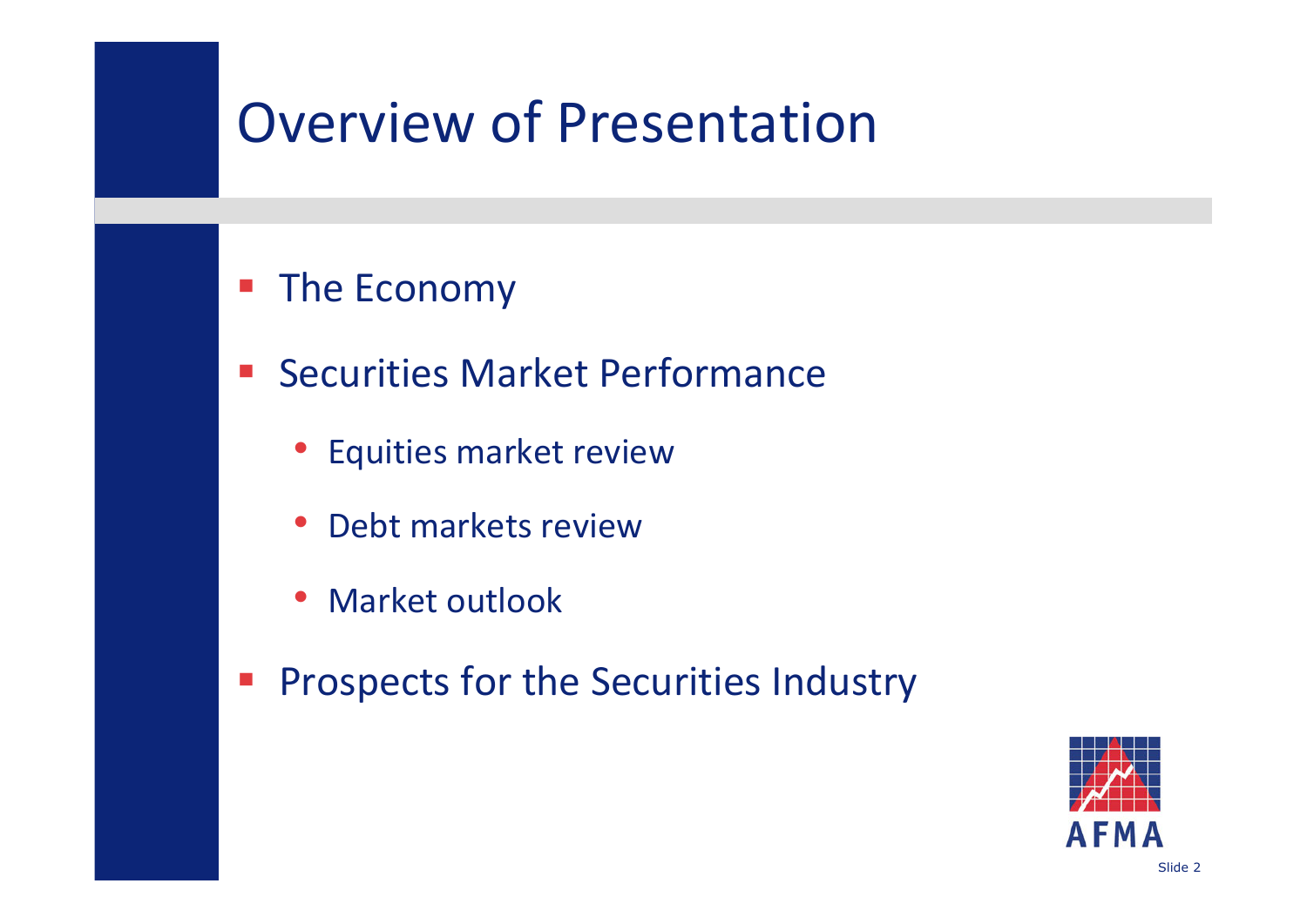# Overview of Presentation

- The Economy
- Securities Market Performance
  - Equities market review
  - Debt markets review
  - Market outlook
- Prospects for the Securities Industry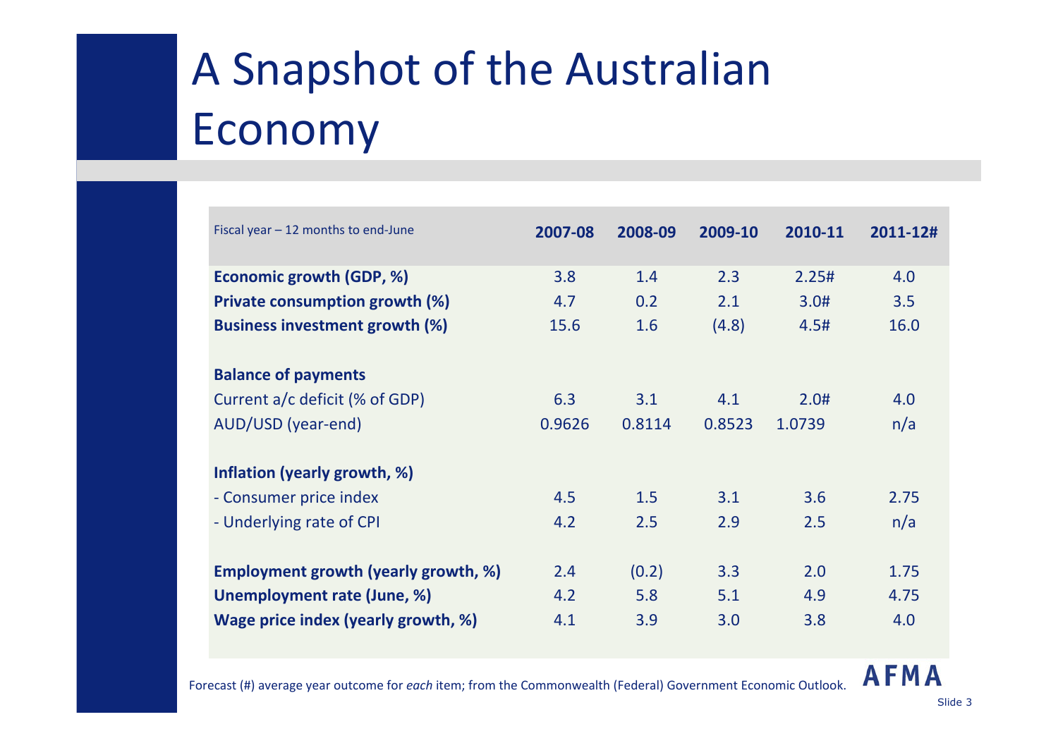# A Snapshot of the Australian Economy

| Fiscal year – 12 months to end-June | 2007-08 | 2008-09 | 2009-10 | 2010-11 | 2011-12# |
|---|---|---|---|---|---|
| **Economic growth (GDP, %)** | 3.8 | 1.4 | 2.3 | 2.25# | 4.0 |
| **Private consumption growth (%)** | 4.7 | 0.2 | 2.1 | 3.0# | 3.5 |
| **Business investment growth (%)** | 15.6 | 1.6 | (4.8) | 4.5# | 16.0 |
| **Balance of payments** | | | | | |
| Current a/c deficit (% of GDP) | 6.3 | 3.1 | 4.1 | 2.0# | 4.0 |
| AUD/USD (year-end) | 0.9626 | 0.8114 | 0.8523 | 1.0739 | n/a |
| **Inflation (yearly growth, %)** | | | | | |
| - Consumer price index | 4.5 | 1.5 | 3.1 | 3.6 | 2.75 |
| - Underlying rate of CPI | 4.2 | 2.5 | 2.9 | 2.5 | n/a |
| **Employment growth (yearly growth, %)** | 2.4 | (0.2) | 3.3 | 2.0 | 1.75 |
| **Unemployment rate (June, %)** | 4.2 | 5.8 | 5.1 | 4.9 | 4.75 |
| **Wage price index (yearly growth, %)** | 4.1 | 3.9 | 3.0 | 3.8 | 4.0 |

Forecast (#) average year outcome for *each* item; from the Commonwealth (Federal) Government Economic Outlook.

AFMA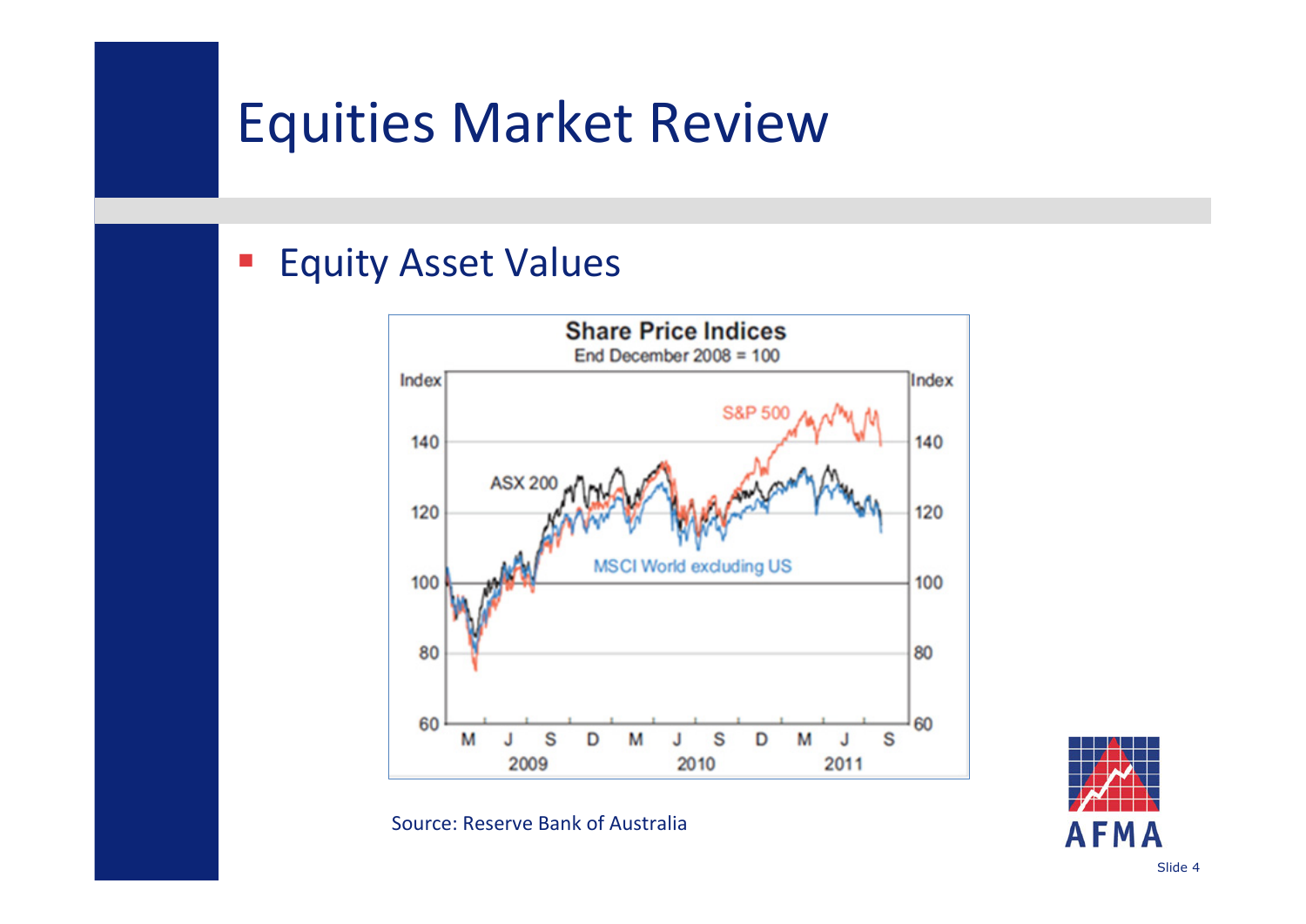# Equities Market Review

- Equity Asset Values

Source: Reserve Bank of Australia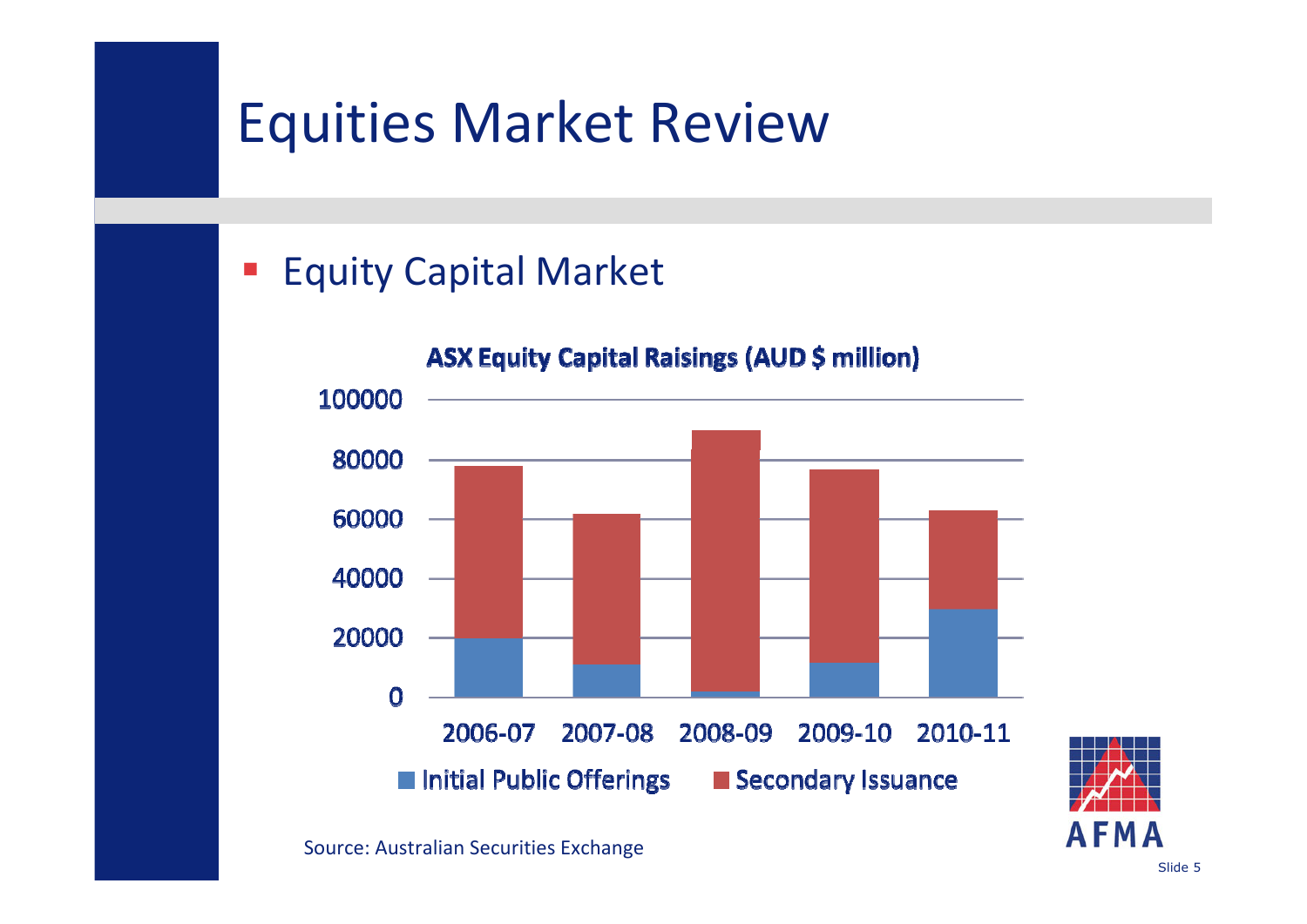# Equities Market Review

- Equity Capital Market

**ASX Equity Capital Raisings (AUD $ million)**

Source: Australian Securities Exchange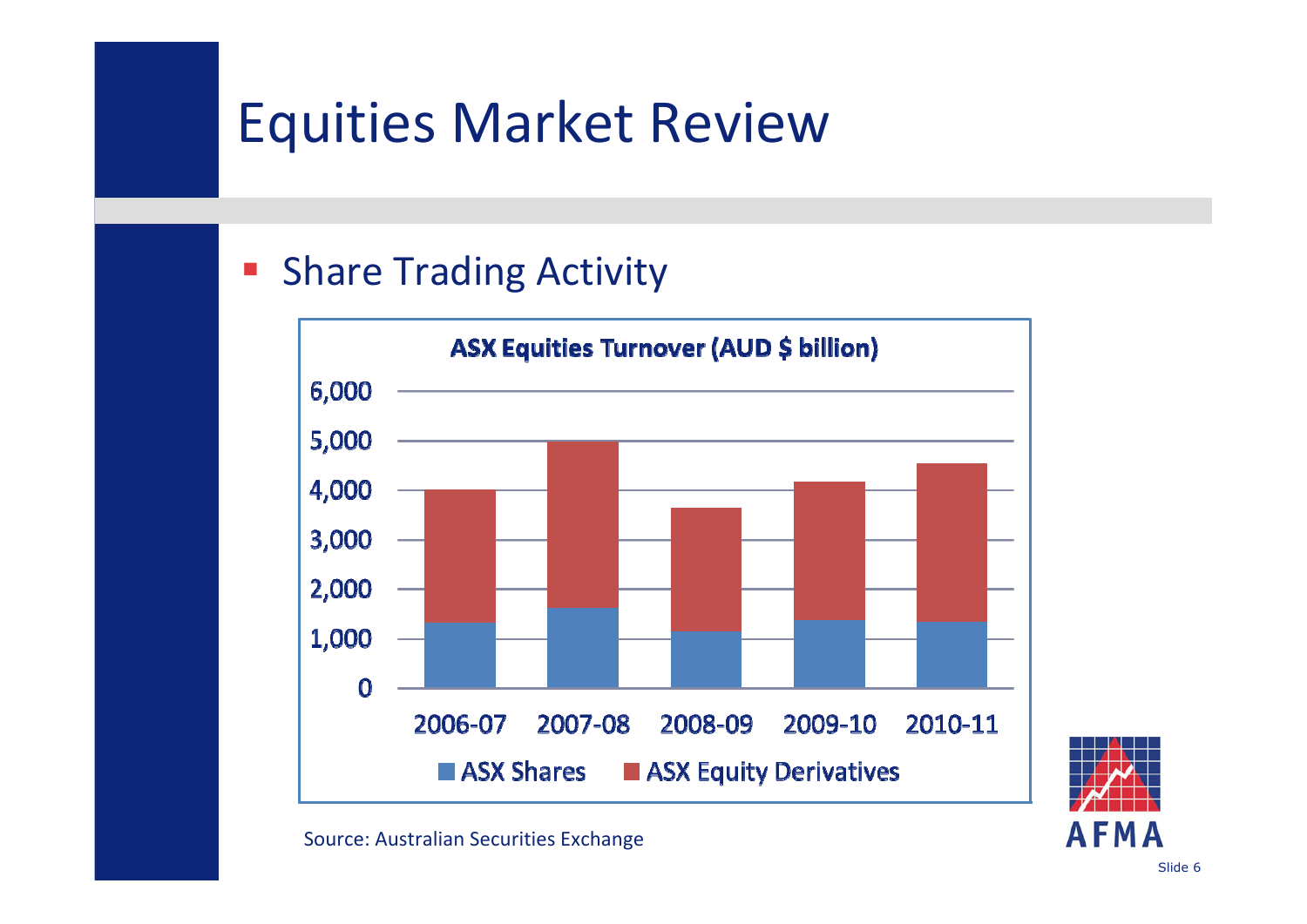# Equities Market Review

- Share Trading Activity

**ASX Equities Turnover (AUD $ billion)**

6,000
5,000
4,000
3,000
2,000
1,000
0

2006-07 2007-08 2008-09 2009-10 2010-11

ASX Shares ASX Equity Derivatives

Source: Australian Securities Exchange

AFMA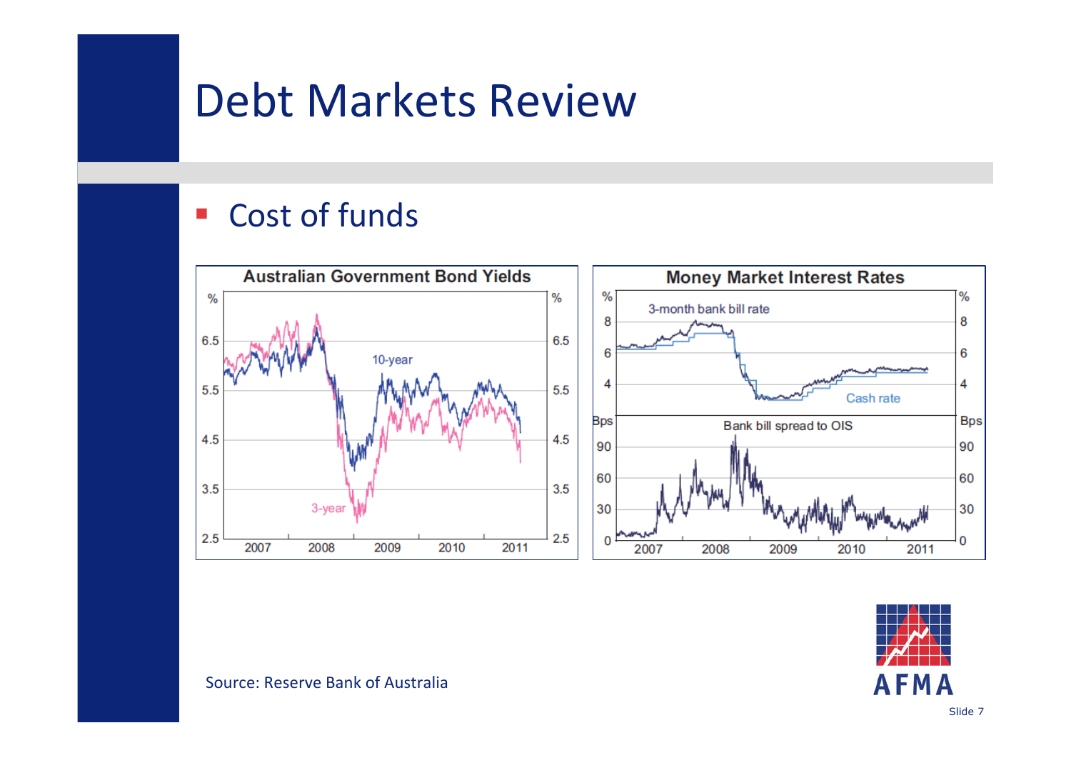# Debt Markets Review

- Cost of funds

**Australian Government Bond Yields**

**Money Market Interest Rates**

Source: Reserve Bank of Australia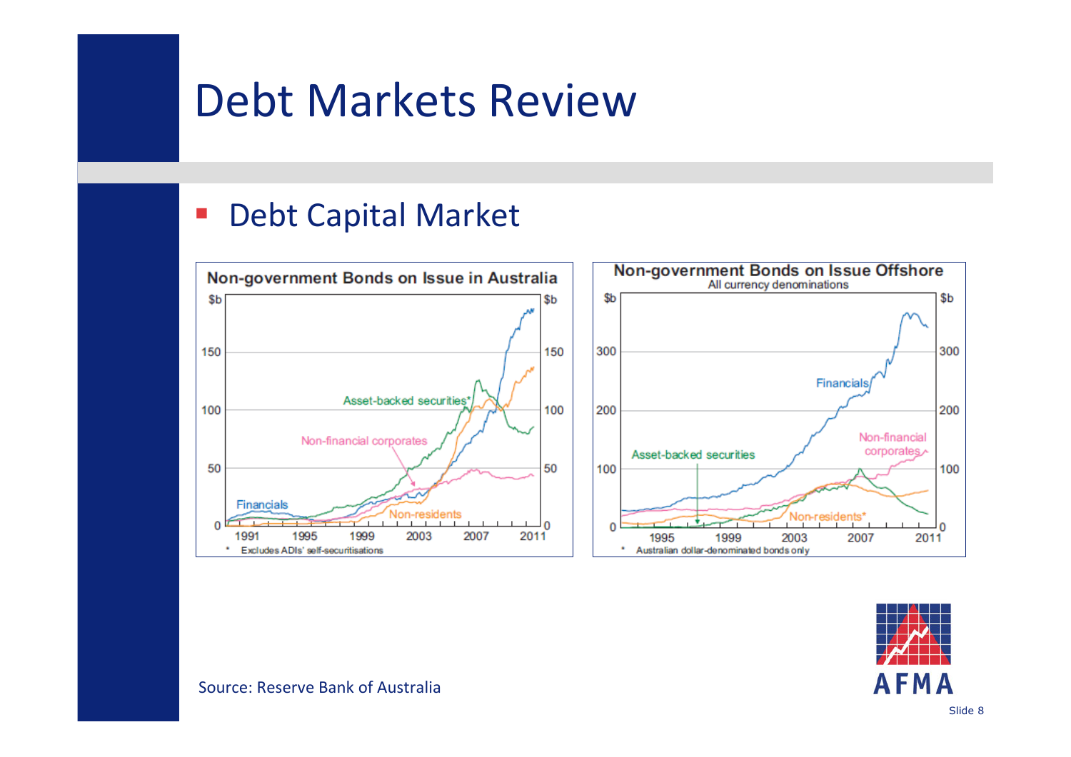# Debt Markets Review

- Debt Capital Market

**Non-government Bonds on Issue in Australia**

\* Excludes ADIs' self-securitisations

**Non-government Bonds on Issue Offshore**

All currency denominations

\* Australian dollar-denominated bonds only

Source: Reserve Bank of Australia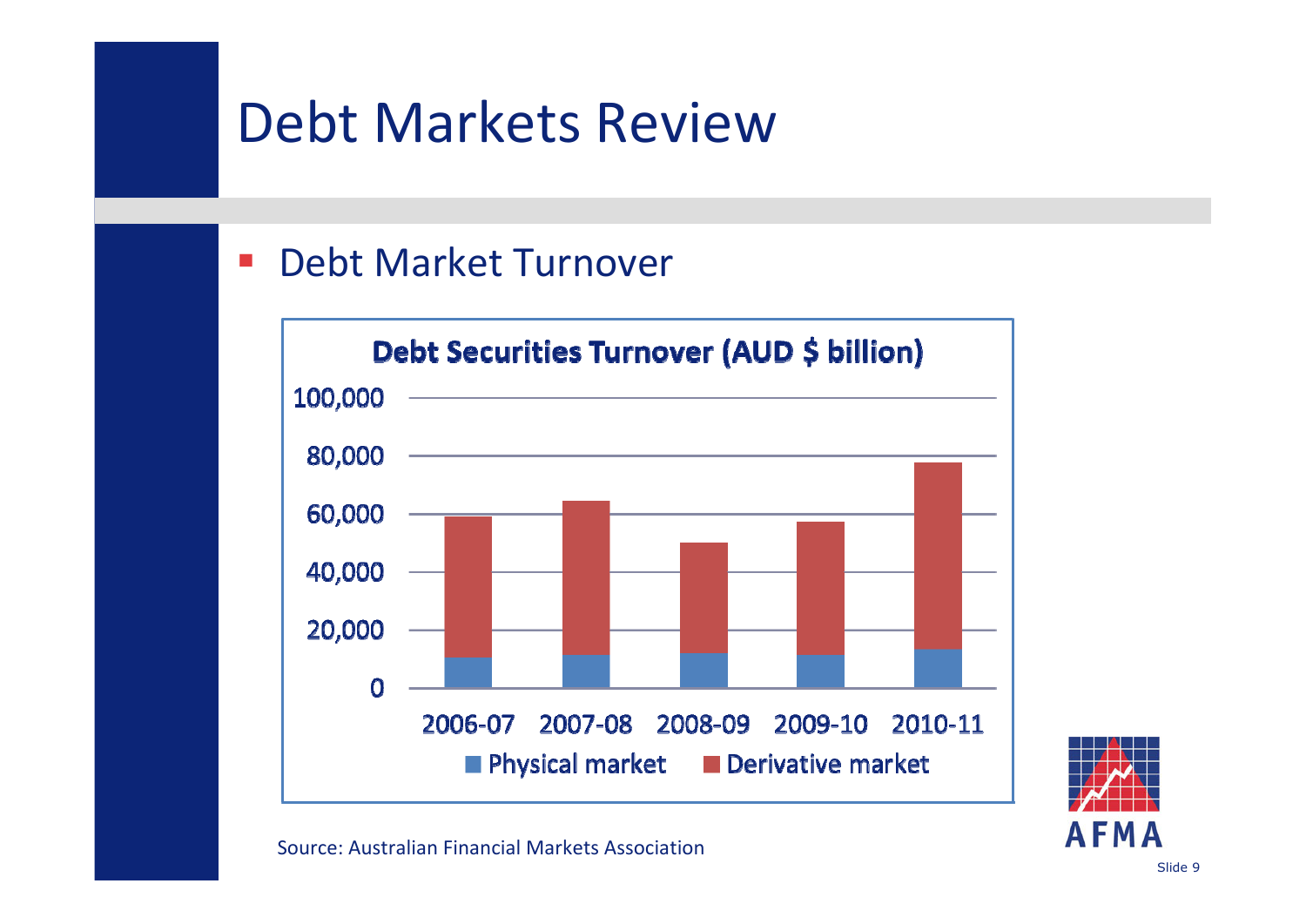# Debt Markets Review

- Debt Market Turnover

**Debt Securities Turnover (AUD $ billion)**

100,000
80,000
60,000
40,000
20,000
0

2006-07 2007-08 2008-09 2009-10 2010-11

Physical market Derivative market

Source: Australian Financial Markets Association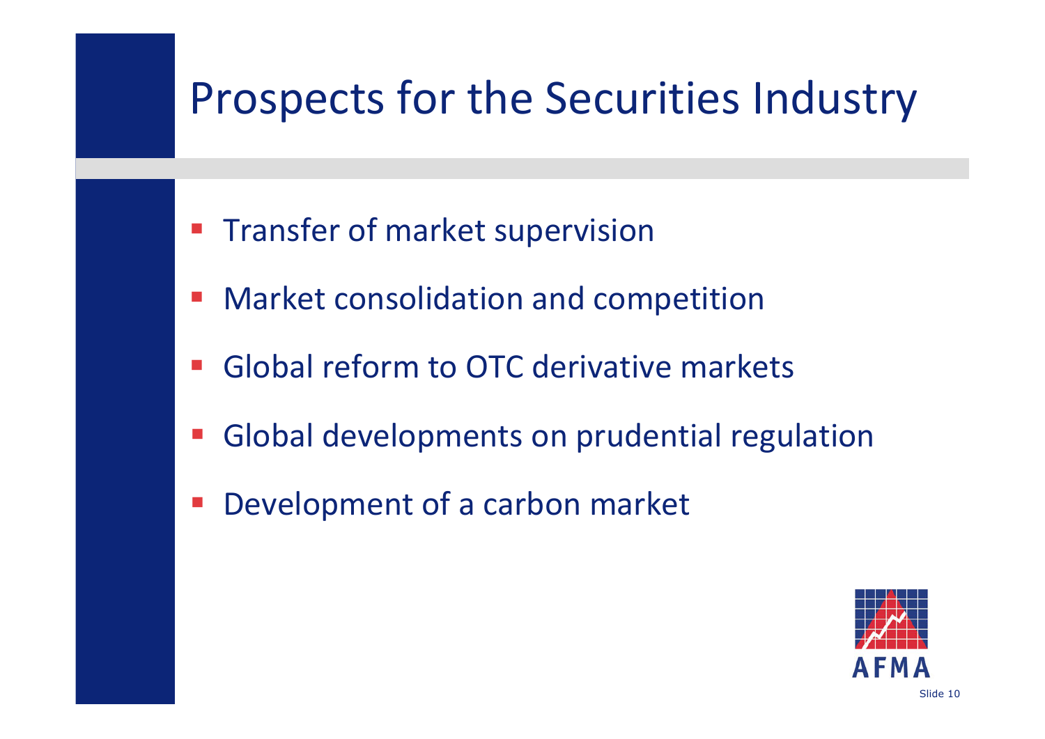# Prospects for the Securities Industry

- Transfer of market supervision
- Market consolidation and competition
- Global reform to OTC derivative markets
- Global developments on prudential regulation
- Development of a carbon market